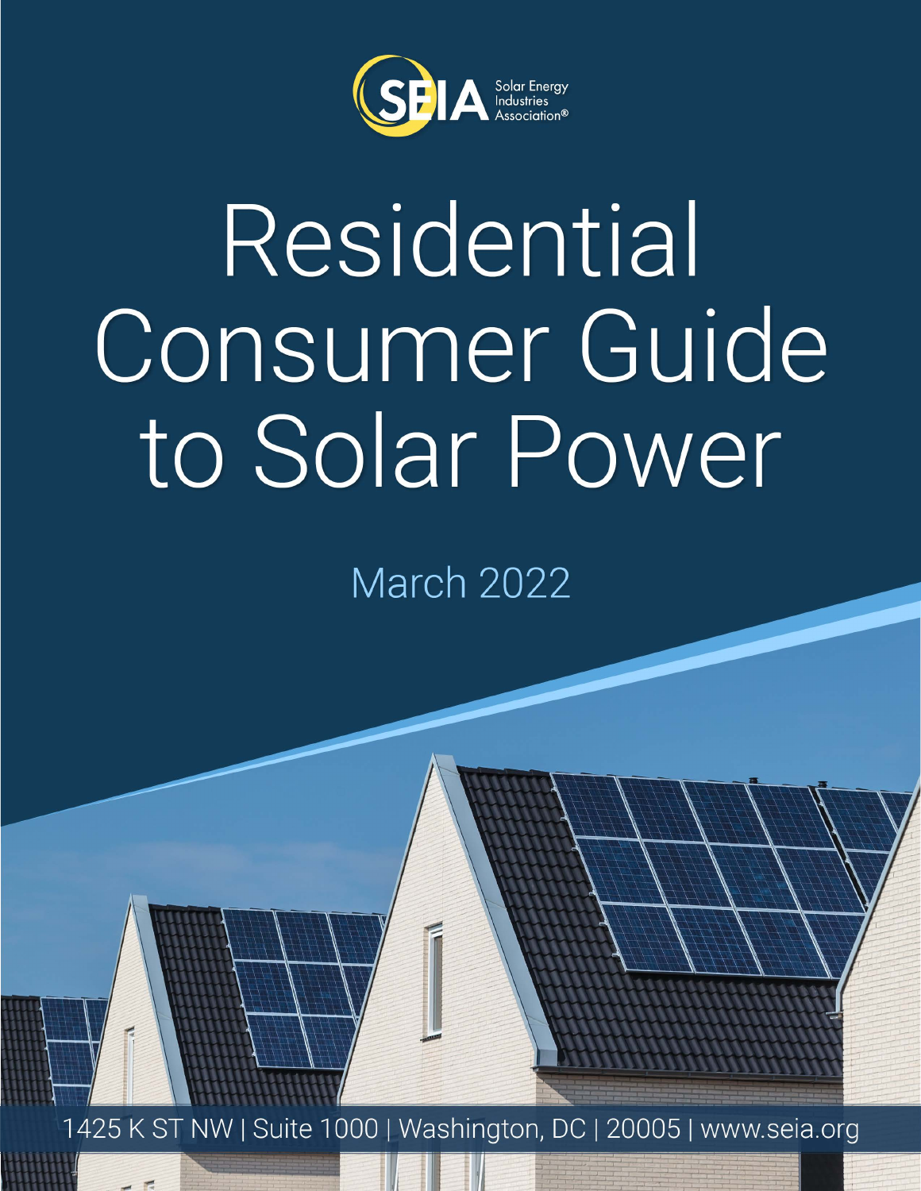SEIA Solar Energy Industries Association®

# Residential Consumer Guide to Solar Power

March 2022

1425 K ST NW | Suite 1000 | Washington, DC | 20005 | www.seia.org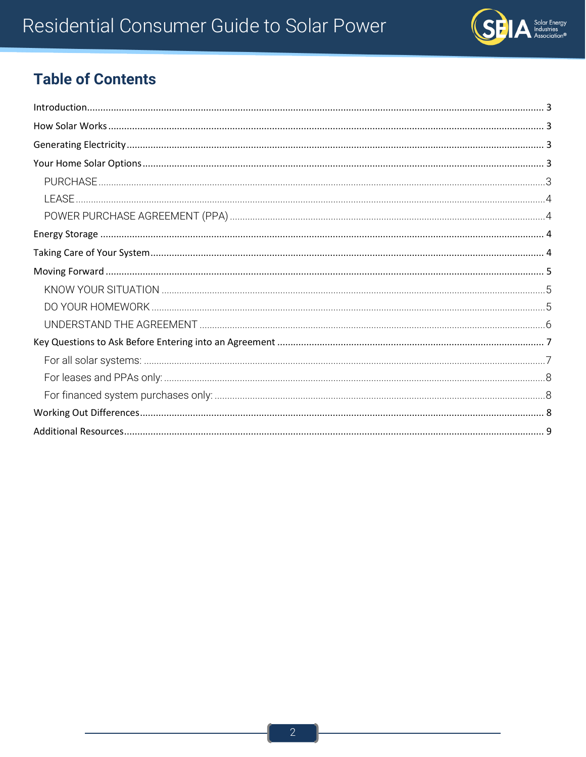## Table of Contents

- Introduction ..... 3
- How Solar Works ..... 3
- Generating Electricity ..... 3
- Your Home Solar Options ..... 3
  - PURCHASE ..... 3
  - LEASE ..... 4
  - POWER PURCHASE AGREEMENT (PPA) ..... 4
- Energy Storage ..... 4
- Taking Care of Your System ..... 4
- Moving Forward ..... 5
  - KNOW YOUR SITUATION ..... 5
  - DO YOUR HOMEWORK ..... 5
  - UNDERSTAND THE AGREEMENT ..... 6
- Key Questions to Ask Before Entering into an Agreement ..... 7
  - For all solar systems: ..... 7
  - For leases and PPAs only: ..... 8
  - For financed system purchases only: ..... 8
- Working Out Differences ..... 8
- Additional Resources ..... 9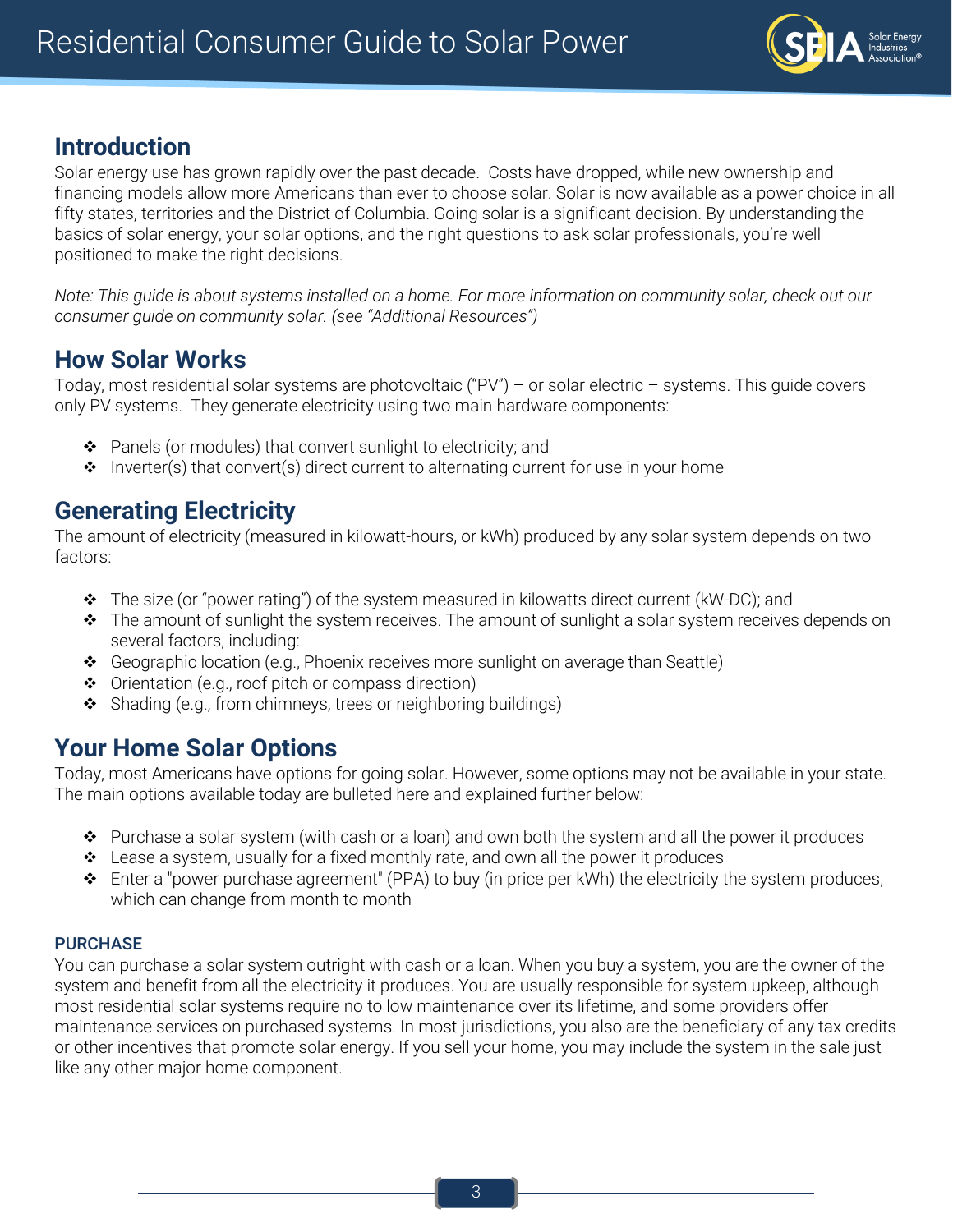## Introduction

Solar energy use has grown rapidly over the past decade. Costs have dropped, while new ownership and financing models allow more Americans than ever to choose solar. Solar is now available as a power choice in all fifty states, territories and the District of Columbia. Going solar is a significant decision. By understanding the basics of solar energy, your solar options, and the right questions to ask solar professionals, you're well positioned to make the right decisions.

*Note: This guide is about systems installed on a home. For more information on community solar, check out our consumer guide on community solar. (see "Additional Resources")*

## How Solar Works

Today, most residential solar systems are photovoltaic ("PV") – or solar electric – systems. This guide covers only PV systems. They generate electricity using two main hardware components:

- Panels (or modules) that convert sunlight to electricity; and
- Inverter(s) that convert(s) direct current to alternating current for use in your home

## Generating Electricity

The amount of electricity (measured in kilowatt-hours, or kWh) produced by any solar system depends on two factors:

- The size (or "power rating") of the system measured in kilowatts direct current (kW-DC); and
- The amount of sunlight the system receives. The amount of sunlight a solar system receives depends on several factors, including:
- Geographic location (e.g., Phoenix receives more sunlight on average than Seattle)
- Orientation (e.g., roof pitch or compass direction)
- Shading (e.g., from chimneys, trees or neighboring buildings)

## Your Home Solar Options

Today, most Americans have options for going solar. However, some options may not be available in your state. The main options available today are bulleted here and explained further below:

- Purchase a solar system (with cash or a loan) and own both the system and all the power it produces
- Lease a system, usually for a fixed monthly rate, and own all the power it produces
- Enter a "power purchase agreement" (PPA) to buy (in price per kWh) the electricity the system produces, which can change from month to month

### PURCHASE

You can purchase a solar system outright with cash or a loan. When you buy a system, you are the owner of the system and benefit from all the electricity it produces. You are usually responsible for system upkeep, although most residential solar systems require no to low maintenance over its lifetime, and some providers offer maintenance services on purchased systems. In most jurisdictions, you also are the beneficiary of any tax credits or other incentives that promote solar energy. If you sell your home, you may include the system in the sale just like any other major home component.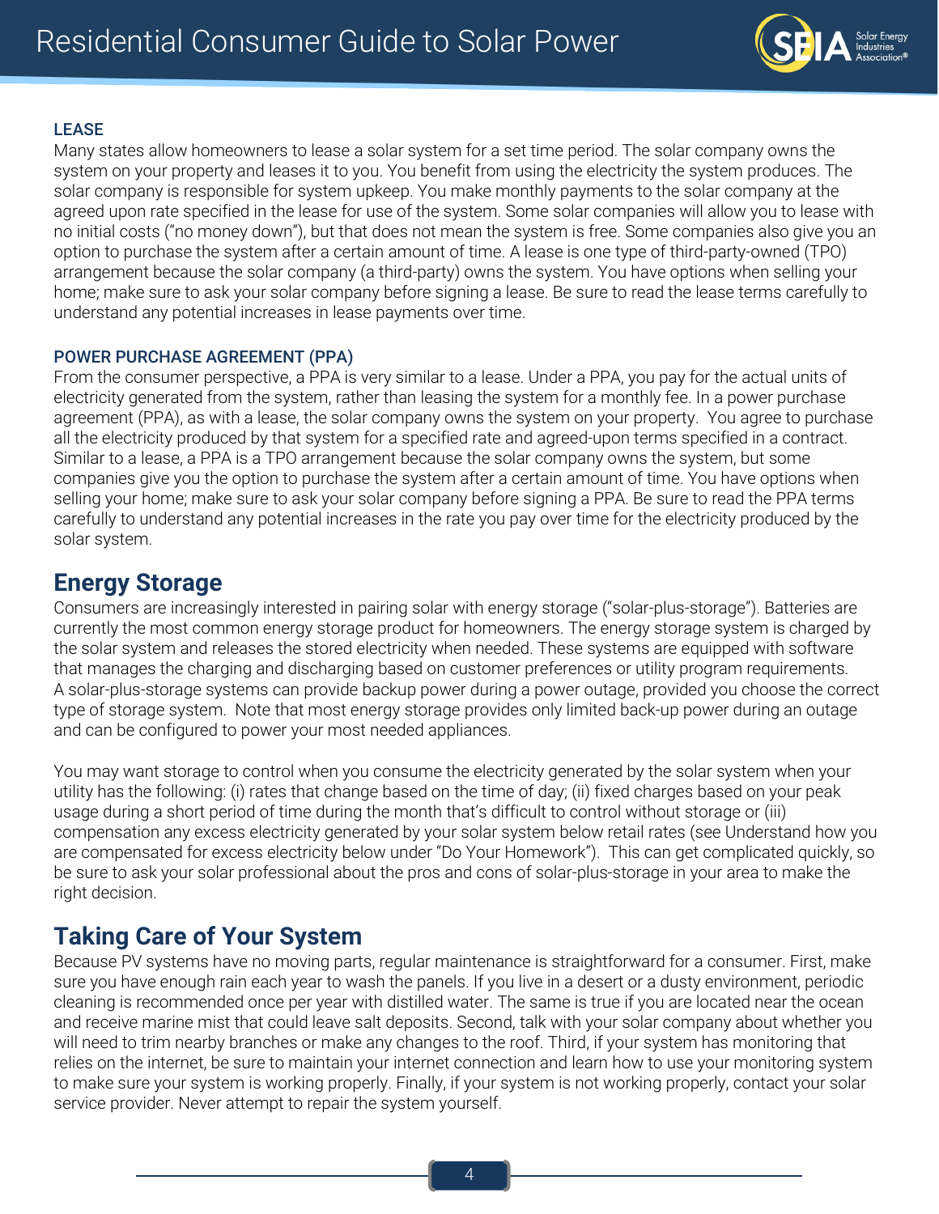### LEASE

Many states allow homeowners to lease a solar system for a set time period. The solar company owns the system on your property and leases it to you. You benefit from using the electricity the system produces. The solar company is responsible for system upkeep. You make monthly payments to the solar company at the agreed upon rate specified in the lease for use of the system. Some solar companies will allow you to lease with no initial costs ("no money down"), but that does not mean the system is free. Some companies also give you an option to purchase the system after a certain amount of time. A lease is one type of third-party-owned (TPO) arrangement because the solar company (a third-party) owns the system. You have options when selling your home; make sure to ask your solar company before signing a lease. Be sure to read the lease terms carefully to understand any potential increases in lease payments over time.

### POWER PURCHASE AGREEMENT (PPA)

From the consumer perspective, a PPA is very similar to a lease. Under a PPA, you pay for the actual units of electricity generated from the system, rather than leasing the system for a monthly fee. In a power purchase agreement (PPA), as with a lease, the solar company owns the system on your property. You agree to purchase all the electricity produced by that system for a specified rate and agreed-upon terms specified in a contract. Similar to a lease, a PPA is a TPO arrangement because the solar company owns the system, but some companies give you the option to purchase the system after a certain amount of time. You have options when selling your home; make sure to ask your solar company before signing a PPA. Be sure to read the PPA terms carefully to understand any potential increases in the rate you pay over time for the electricity produced by the solar system.

## Energy Storage

Consumers are increasingly interested in pairing solar with energy storage ("solar-plus-storage"). Batteries are currently the most common energy storage product for homeowners. The energy storage system is charged by the solar system and releases the stored electricity when needed. These systems are equipped with software that manages the charging and discharging based on customer preferences or utility program requirements. A solar-plus-storage systems can provide backup power during a power outage, provided you choose the correct type of storage system. Note that most energy storage provides only limited back-up power during an outage and can be configured to power your most needed appliances.

You may want storage to control when you consume the electricity generated by the solar system when your utility has the following: (i) rates that change based on the time of day; (ii) fixed charges based on your peak usage during a short period of time during the month that's difficult to control without storage or (iii) compensation any excess electricity generated by your solar system below retail rates (see Understand how you are compensated for excess electricity below under "Do Your Homework"). This can get complicated quickly, so be sure to ask your solar professional about the pros and cons of solar-plus-storage in your area to make the right decision.

## Taking Care of Your System

Because PV systems have no moving parts, regular maintenance is straightforward for a consumer. First, make sure you have enough rain each year to wash the panels. If you live in a desert or a dusty environment, periodic cleaning is recommended once per year with distilled water. The same is true if you are located near the ocean and receive marine mist that could leave salt deposits. Second, talk with your solar company about whether you will need to trim nearby branches or make any changes to the roof. Third, if your system has monitoring that relies on the internet, be sure to maintain your internet connection and learn how to use your monitoring system to make sure your system is working properly. Finally, if your system is not working properly, contact your solar service provider. Never attempt to repair the system yourself.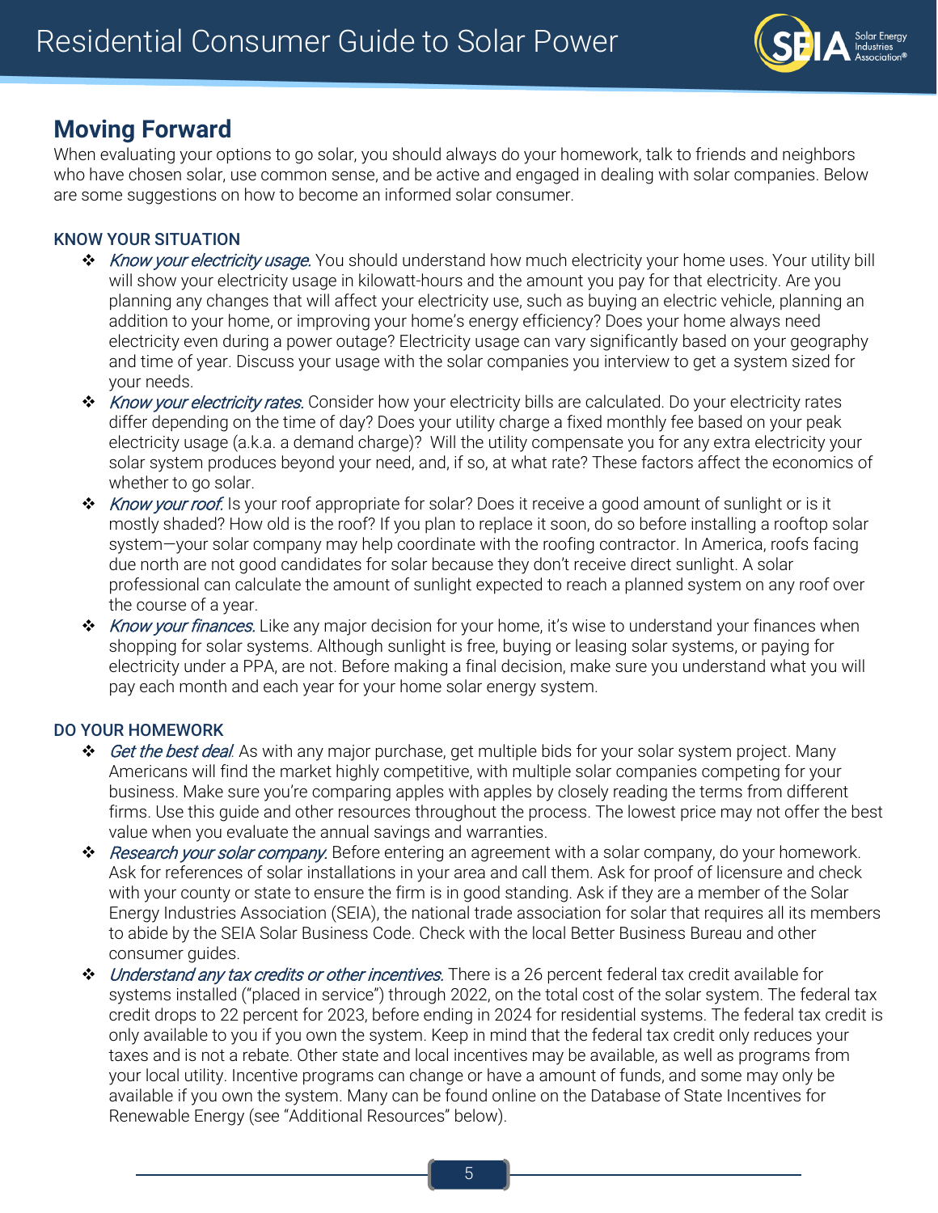## Moving Forward

When evaluating your options to go solar, you should always do your homework, talk to friends and neighbors who have chosen solar, use common sense, and be active and engaged in dealing with solar companies. Below are some suggestions on how to become an informed solar consumer.

### KNOW YOUR SITUATION

- *Know your electricity usage.* You should understand how much electricity your home uses. Your utility bill will show your electricity usage in kilowatt-hours and the amount you pay for that electricity. Are you planning any changes that will affect your electricity use, such as buying an electric vehicle, planning an addition to your home, or improving your home's energy efficiency? Does your home always need electricity even during a power outage? Electricity usage can vary significantly based on your geography and time of year. Discuss your usage with the solar companies you interview to get a system sized for your needs.
- *Know your electricity rates.* Consider how your electricity bills are calculated. Do your electricity rates differ depending on the time of day? Does your utility charge a fixed monthly fee based on your peak electricity usage (a.k.a. a demand charge)? Will the utility compensate you for any extra electricity your solar system produces beyond your need, and, if so, at what rate? These factors affect the economics of whether to go solar.
- *Know your roof.* Is your roof appropriate for solar? Does it receive a good amount of sunlight or is it mostly shaded? How old is the roof? If you plan to replace it soon, do so before installing a rooftop solar system—your solar company may help coordinate with the roofing contractor. In America, roofs facing due north are not good candidates for solar because they don't receive direct sunlight. A solar professional can calculate the amount of sunlight expected to reach a planned system on any roof over the course of a year.
- *Know your finances.* Like any major decision for your home, it's wise to understand your finances when shopping for solar systems. Although sunlight is free, buying or leasing solar systems, or paying for electricity under a PPA, are not. Before making a final decision, make sure you understand what you will pay each month and each year for your home solar energy system.

### DO YOUR HOMEWORK

- *Get the best deal.* As with any major purchase, get multiple bids for your solar system project. Many Americans will find the market highly competitive, with multiple solar companies competing for your business. Make sure you're comparing apples with apples by closely reading the terms from different firms. Use this guide and other resources throughout the process. The lowest price may not offer the best value when you evaluate the annual savings and warranties.
- *Research your solar company.* Before entering an agreement with a solar company, do your homework. Ask for references of solar installations in your area and call them. Ask for proof of licensure and check with your county or state to ensure the firm is in good standing. Ask if they are a member of the Solar Energy Industries Association (SEIA), the national trade association for solar that requires all its members to abide by the SEIA Solar Business Code. Check with the local Better Business Bureau and other consumer guides.
- *Understand any tax credits or other incentives.* There is a 26 percent federal tax credit available for systems installed ("placed in service") through 2022, on the total cost of the solar system. The federal tax credit drops to 22 percent for 2023, before ending in 2024 for residential systems. The federal tax credit is only available to you if you own the system. Keep in mind that the federal tax credit only reduces your taxes and is not a rebate. Other state and local incentives may be available, as well as programs from your local utility. Incentive programs can change or have a amount of funds, and some may only be available if you own the system. Many can be found online on the Database of State Incentives for Renewable Energy (see "Additional Resources" below).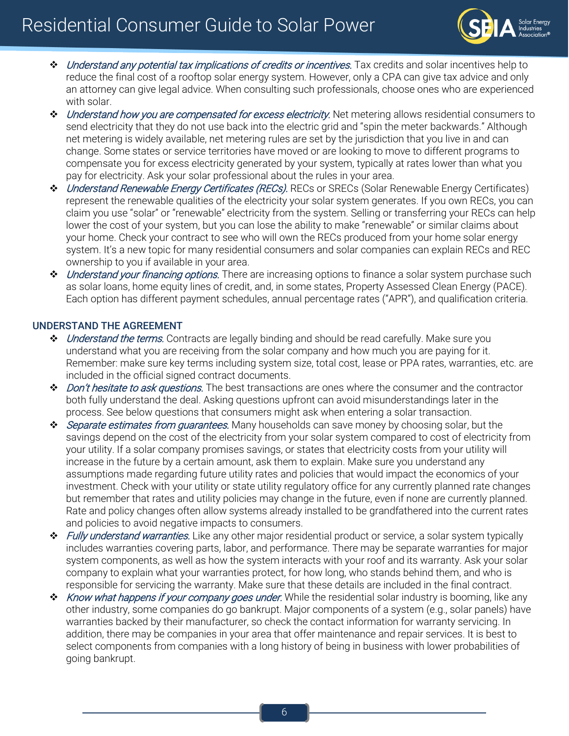- *Understand any potential tax implications of credits or incentives.* Tax credits and solar incentives help to reduce the final cost of a rooftop solar energy system. However, only a CPA can give tax advice and only an attorney can give legal advice. When consulting such professionals, choose ones who are experienced with solar.
- *Understand how you are compensated for excess electricity.* Net metering allows residential consumers to send electricity that they do not use back into the electric grid and "spin the meter backwards." Although net metering is widely available, net metering rules are set by the jurisdiction that you live in and can change. Some states or service territories have moved or are looking to move to different programs to compensate you for excess electricity generated by your system, typically at rates lower than what you pay for electricity. Ask your solar professional about the rules in your area.
- *Understand Renewable Energy Certificates (RECs).* RECs or SRECs (Solar Renewable Energy Certificates) represent the renewable qualities of the electricity your solar system generates. If you own RECs, you can claim you use "solar" or "renewable" electricity from the system. Selling or transferring your RECs can help lower the cost of your system, but you can lose the ability to make "renewable" or similar claims about your home. Check your contract to see who will own the RECs produced from your home solar energy system. It's a new topic for many residential consumers and solar companies can explain RECs and REC ownership to you if available in your area.
- *Understand your financing options.* There are increasing options to finance a solar system purchase such as solar loans, home equity lines of credit, and, in some states, Property Assessed Clean Energy (PACE). Each option has different payment schedules, annual percentage rates ("APR"), and qualification criteria.

## UNDERSTAND THE AGREEMENT

- *Understand the terms.* Contracts are legally binding and should be read carefully. Make sure you understand what you are receiving from the solar company and how much you are paying for it. Remember: make sure key terms including system size, total cost, lease or PPA rates, warranties, etc. are included in the official signed contract documents.
- *Don't hesitate to ask questions.* The best transactions are ones where the consumer and the contractor both fully understand the deal. Asking questions upfront can avoid misunderstandings later in the process. See below questions that consumers might ask when entering a solar transaction.
- *Separate estimates from guarantees.* Many households can save money by choosing solar, but the savings depend on the cost of the electricity from your solar system compared to cost of electricity from your utility. If a solar company promises savings, or states that electricity costs from your utility will increase in the future by a certain amount, ask them to explain. Make sure you understand any assumptions made regarding future utility rates and policies that would impact the economics of your investment. Check with your utility or state utility regulatory office for any currently planned rate changes but remember that rates and utility policies may change in the future, even if none are currently planned. Rate and policy changes often allow systems already installed to be grandfathered into the current rates and policies to avoid negative impacts to consumers.
- *Fully understand warranties.* Like any other major residential product or service, a solar system typically includes warranties covering parts, labor, and performance. There may be separate warranties for major system components, as well as how the system interacts with your roof and its warranty. Ask your solar company to explain what your warranties protect, for how long, who stands behind them, and who is responsible for servicing the warranty. Make sure that these details are included in the final contract.
- *Know what happens if your company goes under.* While the residential solar industry is booming, like any other industry, some companies do go bankrupt. Major components of a system (e.g., solar panels) have warranties backed by their manufacturer, so check the contact information for warranty servicing. In addition, there may be companies in your area that offer maintenance and repair services. It is best to select components from companies with a long history of being in business with lower probabilities of going bankrupt.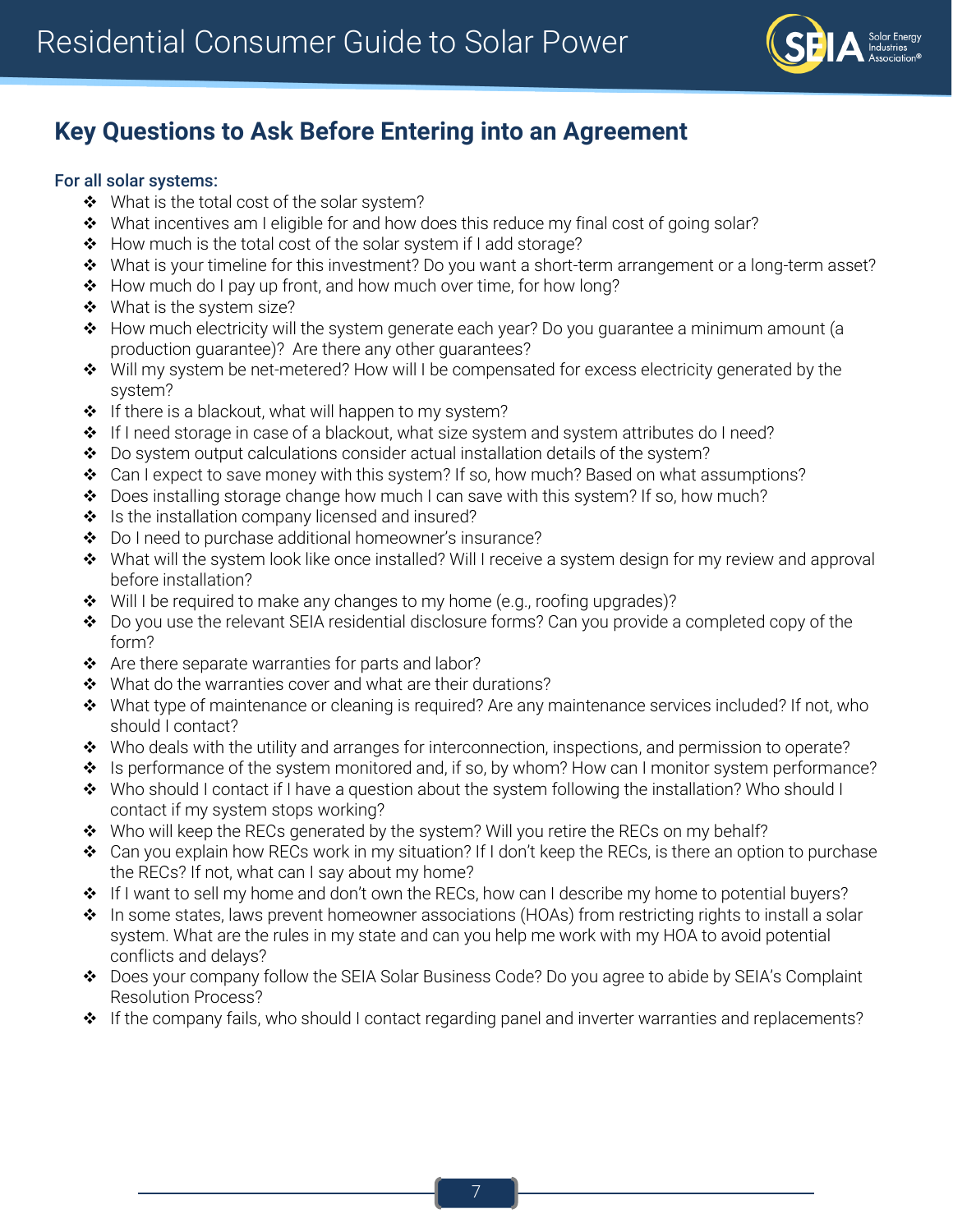## Key Questions to Ask Before Entering into an Agreement

### For all solar systems:

- What is the total cost of the solar system?
- What incentives am I eligible for and how does this reduce my final cost of going solar?
- How much is the total cost of the solar system if I add storage?
- What is your timeline for this investment? Do you want a short-term arrangement or a long-term asset?
- How much do I pay up front, and how much over time, for how long?
- What is the system size?
- How much electricity will the system generate each year? Do you guarantee a minimum amount (a production guarantee)? Are there any other guarantees?
- Will my system be net-metered? How will I be compensated for excess electricity generated by the system?
- If there is a blackout, what will happen to my system?
- If I need storage in case of a blackout, what size system and system attributes do I need?
- Do system output calculations consider actual installation details of the system?
- Can I expect to save money with this system? If so, how much? Based on what assumptions?
- Does installing storage change how much I can save with this system? If so, how much?
- Is the installation company licensed and insured?
- Do I need to purchase additional homeowner's insurance?
- What will the system look like once installed? Will I receive a system design for my review and approval before installation?
- Will I be required to make any changes to my home (e.g., roofing upgrades)?
- Do you use the relevant SEIA residential disclosure forms? Can you provide a completed copy of the form?
- Are there separate warranties for parts and labor?
- What do the warranties cover and what are their durations?
- What type of maintenance or cleaning is required? Are any maintenance services included? If not, who should I contact?
- Who deals with the utility and arranges for interconnection, inspections, and permission to operate?
- Is performance of the system monitored and, if so, by whom? How can I monitor system performance?
- Who should I contact if I have a question about the system following the installation? Who should I contact if my system stops working?
- Who will keep the RECs generated by the system? Will you retire the RECs on my behalf?
- Can you explain how RECs work in my situation? If I don't keep the RECs, is there an option to purchase the RECs? If not, what can I say about my home?
- If I want to sell my home and don't own the RECs, how can I describe my home to potential buyers?
- In some states, laws prevent homeowner associations (HOAs) from restricting rights to install a solar system. What are the rules in my state and can you help me work with my HOA to avoid potential conflicts and delays?
- Does your company follow the SEIA Solar Business Code? Do you agree to abide by SEIA's Complaint Resolution Process?
- If the company fails, who should I contact regarding panel and inverter warranties and replacements?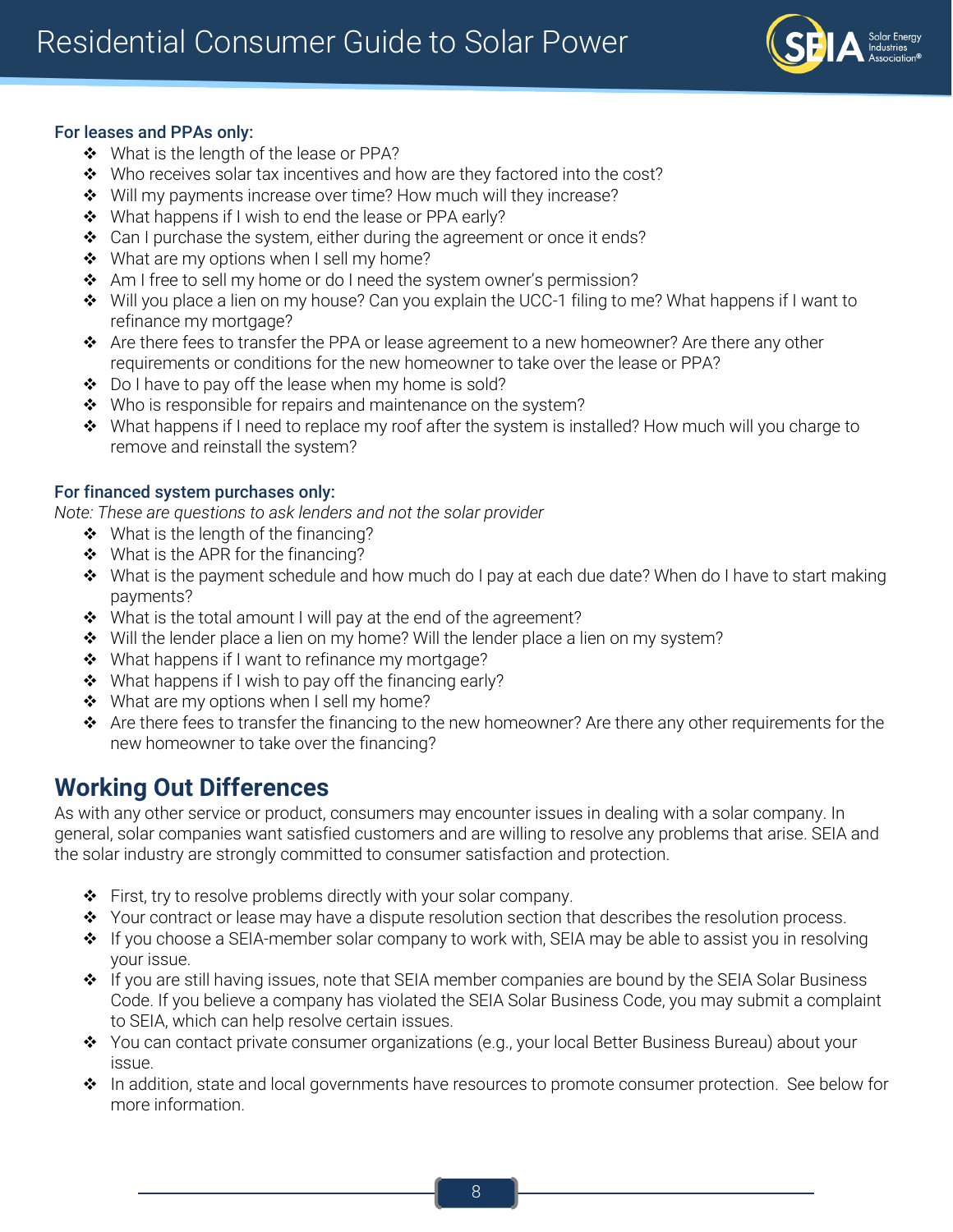**For leases and PPAs only:**

- What is the length of the lease or PPA?
- Who receives solar tax incentives and how are they factored into the cost?
- Will my payments increase over time? How much will they increase?
- What happens if I wish to end the lease or PPA early?
- Can I purchase the system, either during the agreement or once it ends?
- What are my options when I sell my home?
- Am I free to sell my home or do I need the system owner's permission?
- Will you place a lien on my house? Can you explain the UCC-1 filing to me? What happens if I want to refinance my mortgage?
- Are there fees to transfer the PPA or lease agreement to a new homeowner? Are there any other requirements or conditions for the new homeowner to take over the lease or PPA?
- Do I have to pay off the lease when my home is sold?
- Who is responsible for repairs and maintenance on the system?
- What happens if I need to replace my roof after the system is installed? How much will you charge to remove and reinstall the system?

**For financed system purchases only:**

*Note: These are questions to ask lenders and not the solar provider*

- What is the length of the financing?
- What is the APR for the financing?
- What is the payment schedule and how much do I pay at each due date? When do I have to start making payments?
- What is the total amount I will pay at the end of the agreement?
- Will the lender place a lien on my home? Will the lender place a lien on my system?
- What happens if I want to refinance my mortgage?
- What happens if I wish to pay off the financing early?
- What are my options when I sell my home?
- Are there fees to transfer the financing to the new homeowner? Are there any other requirements for the new homeowner to take over the financing?

## Working Out Differences

As with any other service or product, consumers may encounter issues in dealing with a solar company. In general, solar companies want satisfied customers and are willing to resolve any problems that arise. SEIA and the solar industry are strongly committed to consumer satisfaction and protection.

- First, try to resolve problems directly with your solar company.
- Your contract or lease may have a dispute resolution section that describes the resolution process.
- If you choose a SEIA-member solar company to work with, SEIA may be able to assist you in resolving your issue.
- If you are still having issues, note that SEIA member companies are bound by the SEIA Solar Business Code. If you believe a company has violated the SEIA Solar Business Code, you may submit a complaint to SEIA, which can help resolve certain issues.
- You can contact private consumer organizations (e.g., your local Better Business Bureau) about your issue.
- In addition, state and local governments have resources to promote consumer protection. See below for more information.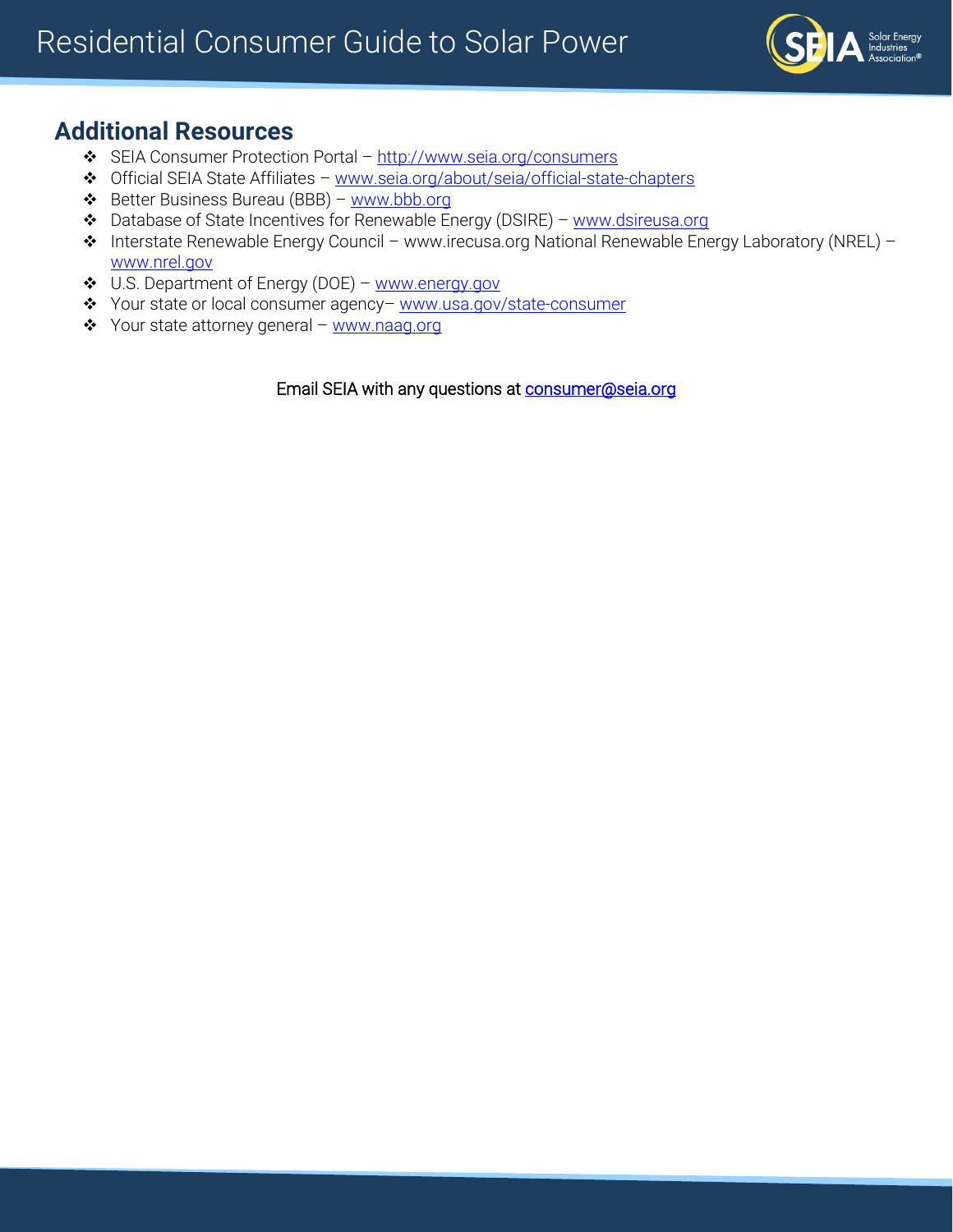## Additional Resources

- SEIA Consumer Protection Portal – http://www.seia.org/consumers
- Official SEIA State Affiliates – www.seia.org/about/seia/official-state-chapters
- Better Business Bureau (BBB) – www.bbb.org
- Database of State Incentives for Renewable Energy (DSIRE) – www.dsireusa.org
- Interstate Renewable Energy Council – www.irecusa.org National Renewable Energy Laboratory (NREL) – www.nrel.gov
- U.S. Department of Energy (DOE) – www.energy.gov
- Your state or local consumer agency– www.usa.gov/state-consumer
- Your state attorney general – www.naag.org

Email SEIA with any questions at consumer@seia.org